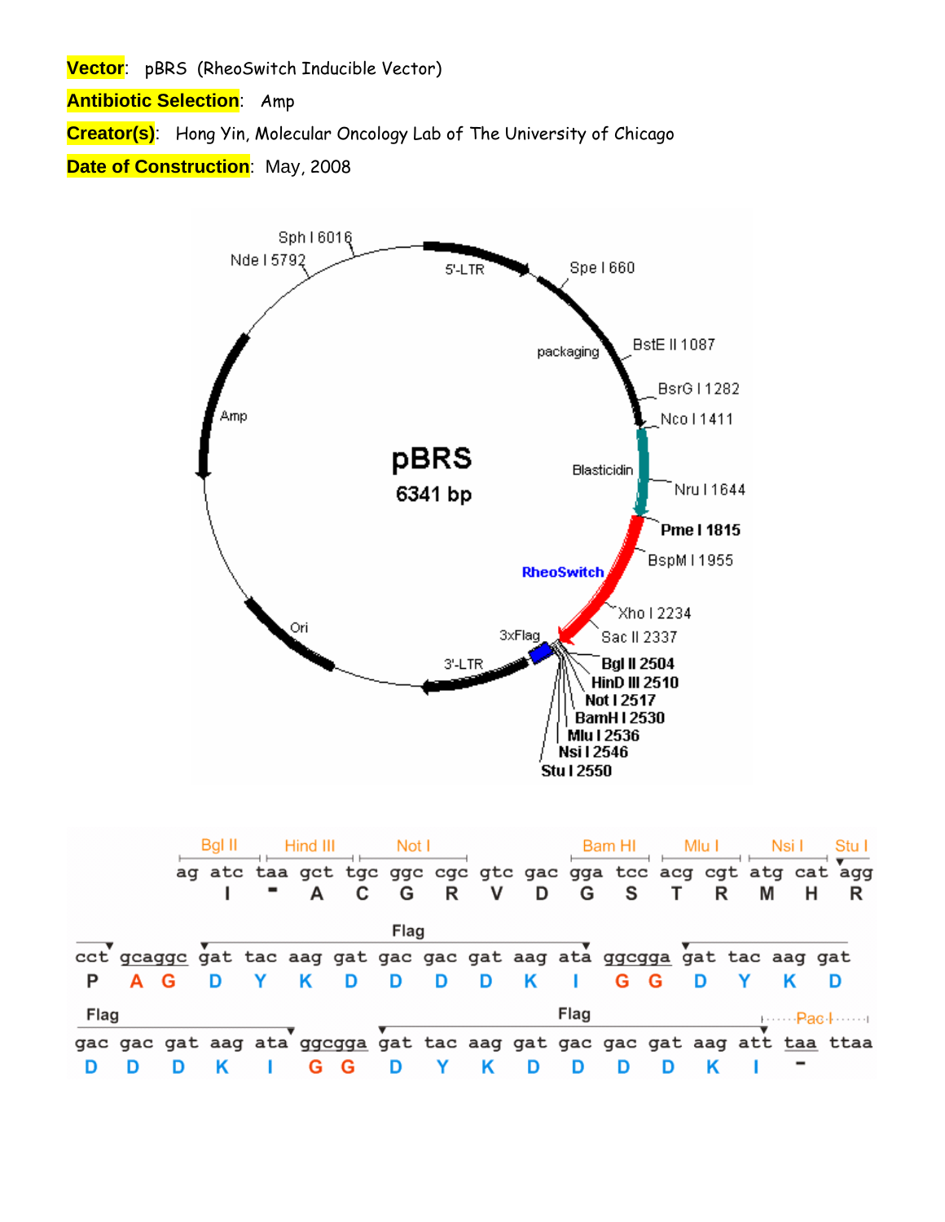**Vector**: pBRS (RheoSwitch Inducible Vector)

**Antibiotic Selection**: Amp

**Creator(s)**: Hong Yin, Molecular Oncology Lab of The University of Chicago

**Date of Construction**: May, 2008

pBRS
6341 bp

5'-LTR, Spe I 660, packaging, BstE II 1087, BsrG I 1282, Nco I 1411, Blasticidin, Nru I 1644, **Pme I 1815**, BspM I 1955, **RheoSwitch**, Xho I 2234, Sac II 2337, 3xFlag, **Bgl II 2504**, **HinD III 2510**, **Not I 2517**, **BamH I 2530**, **Mlu I 2536**, **Nsi I 2546**, **Stu I 2550**, 3'-LTR, Ori, Amp, Nde I 5792, Sph I 6016

```
       Bgl II   Hind III   Not I               Bam HI    Mlu I    Nsi I   Stu I
    ag atc  taa  gct tgc ggc cgc gtc gac gga tcc  acg cgt  atg cat  agg
        I    -    A   C   G   R   V   D   G   S    T   R    M   H    R

                               Flag
cct gcaggc gat tac aag gat gac gac gat aag ata ggcgga gat tac aag gat
 P   A G    D   Y   K   D   D   D   D   K   I   G G    D   Y   K   D

Flag                                   Flag                              Pac I
gac gac gat aag ata ggcgga gat tac aag gat gac gac gat aag att taa ttaa
 D   D   D   K   I   G G    D   Y   K   D   D   D   D   K   I   -
```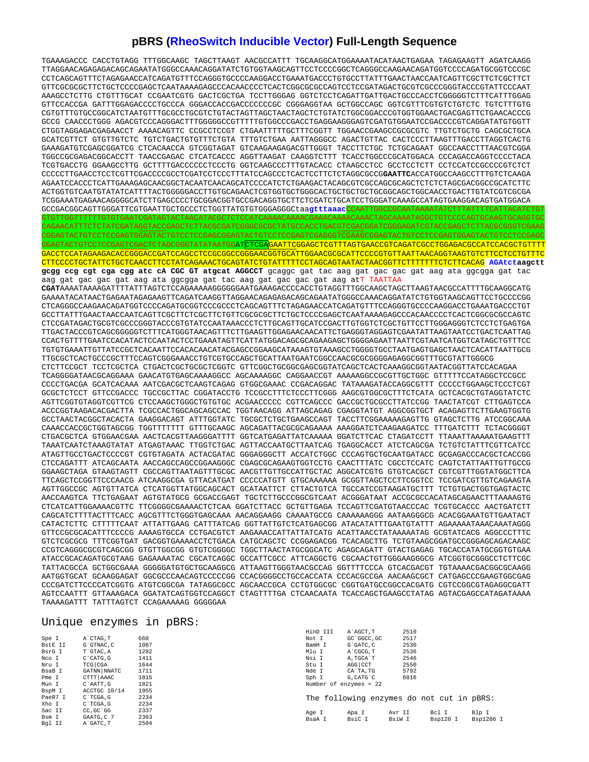## pBRS (RheoSwitch Inducible Vector) Full-Length Sequence

```
TGAAAGACCC CACCTGTAGG TTTGGCAAGC TAGCTTAAGT AACGCCATTT TGCAAGGCATGGAAAATACATAACTGAGAA TAGAGAAGTT AGATCAAGG
TTAGGAACAGAGAGACAGCAGAATATGGGCCAAACAGGATATCTGTGGTAAGCAGTTCCTCCCCGGCTCAGGGCCAAGAACAGATGGTCCCCAGATGCGGTCCCGC
CCTCAGCAGTTTCTAGAGAACCATCAGATGTTTCCAGGGTGCCCCAAGGACCTGAAATGACCCTGTGCCTTATTTGAACTAACCAATCAGTTCGCTTCTCGCTTCT
GTTCGCGCGCTTCTGCTCCCCGAGCTCAATAAAAGAGCCCACAACCCCTCACTCGGCGCGCCAGTCCTCCGATAGACTGCGTCGCCCGGGTACCCGTATTCCCAAT
AAAGCCTCTTG CTGTTTGCAT CCGAATCGTG GACTCGCTGA TCCTTGGGAG GGTCTCCTCAGATTGATTGACTGCCCACCTCGGGGGTCTTTCATTTGGAG
GTTCCACCGA GATTTGGAGACCCCTGCCCA GGGACCACCGACCCCCCCGC CGGGAGGTAA GCTGGCCAGC GGTCGTTTCGTGTCTGTCTC TGTCTTTGTG
CGTGTTTGTGCCGGCATCTAATGTTTGCGCCTGCGTCTGTACTAGTTAGCTAACTAGCTCTGTATCTGGCGGACCCGTGGTGGAACTGACGAGTTCTGAACACCCG
GCCG CAACCCTGGG AGACGTCCCAGGGACTTTGGGGGCCGTTTTTGTGGCCCGACCTGAGGAAGGGAGTCGATGTGGAATCCGACCCCGTCAGGATATGTGGTT
CTGGTAGGAGACGAGAACCT AAAACAGTTC CCGCCTCCGT CTGAATTTTTGCTTTCGGTT TGGAACCGAAGCCGCGCGTC TTGTCTGCTG CAGCGCTGCA
GCATCGTTCT GTGTTGTCTC TGTCTGACTGTGTTTCTGTA TTTGTCTGAA AATTAGGGCC AGACTGTTAC CACTCCCTTAAGTTTGACCTTAGGTCACTG
GAAAGATGTCGAGCGGATCG CTCACAACCA GTCGGTAGAT GTCAAGAAGAGACGTTGGGT TACCTTCTGC TCTGCAGAAT GGCCAACCTTTAACGTCGGA
TGGCCGCGAGACGGCACCTT TAACCGAGAC CTCATCACCC AGGTTAAGAT CAAGGTCTTT TCACCTGGCCCGCATGGACA CCCAGACCAGGTCCCCTACA
TCGTGACCTG GGAAGCCTTG GCTTTTGACCCCCCTCCCTG GGTCAAGCCCTTTGTACACC CTAAGCCTCC GCCTCCTCTT CCTCCATCCGCCCCGTCTCT
CCCCCTTGAACCTCCTCGTTCGACCCCGCCTCGATCCTCCCTTTATCCAGCCCTCACTCCTTCTCTAGGCGCCGGAATTCACCATGGCCAAGCCTTTGTCTCAAGA
AGAATCCACCCTCATTGAAAGAGCAACGGCTACAATCAACAGCATCCCCATCTCTGAAGACTACAGCGTCGCCAGCGCAGCTCTCTCTAGCGACGGCCGCATCTTC
ACTGGTGTCAATGTATATCATTTTACTGGGGGACCTTGTGCAGAACTCGTGGTGCTGGGCACTGCTGCTGCTGCGGCAGCTGGCAACCTGACTTGTATCGTCGCGA
TCGGAAATGAGAACAGGGGCATCTTGAGCCCCTGCGGACGGTGCCGACAGGTGCTTCTCGATCTGCATCCTGGGATCAAAGCCATAGTGAAGGACAGTGATGGACA
GCCGACGGCAGTTGGGATTCGTGAATTGCTGCCCTCTGGTTATGTGTGGGAGGGCtaagtttaaacCCAATTGGCCGCAATAAAATATCTTTATTTTCATTACATCTGT
GTGTTGGTTTTTTGTGTGAATCGATAGTACTAACATACGCTCTCCATCAAAACAAAACGAAACAAAACAAACTAGCAAAATAGGCTGTCCCCAGTGCAAGTGCAGGTGC
CAGAACATTTCTCTATCGATAGGTACCGAGCTCTTACGCGATCGGGCGCGCTATGCCACCTGACGTCGACGGATCGGGAGATCGTACCGAGCTCTTACGCGGGTCGAAG
CGGAGTACTGTCCTCCGAGTGGAGTACTGTCCTCCGAGCGGAGTACTGTCCTCCGAGTCGAGGGTCGAAGCGGAGTACTGTCCTCCGAGTGGAGTACTGTCCTCCGAGC
GGAGTACTGTCCTCCGAGTCGACTCTAGCGGGTATATAATGGATCTCGAGAATTCGGAGCTCGTTTAGTGAACCGTCAGATCGCCTGGAGACGCCATCCACGCTGTTTT
GACCTCCATAGAAGACACCGGGACCGATCCAGCCTCCGCGGCCGGGAACGGTGCATTGGAACGCGCATTCCCCGTGTTAATTAACAGGTAAGTGTCTTCCTCCTGTTTC
CTTCCCCTGCTATTCTGCTCAACCTTCCTATCAGAAACTGCAGTATCTGTATTTTTCCTAGCAGTAATACTAACGGTTCTTTTTTTCTCTTCACAG AGAtctaagctt
gcgg ccg cgt cga cgg atc cA CGC GT atgcat AGGCCT gcaggc gat tac aag gat gac gac gat aag ata ggcgga gat tac
aag gat gac gac gat aag ata ggcgga gat tac aag gat gac gac gat aag atT TAATTAA
CGATAAAATAAAAGATTTTATTTAGTCTCCAGAAAAAGGGGGGAATGAAAGACCCCACCTGTAGGTTTGGCAAGCTAGCTTAAGTAACGCCATTTTGCAAGGCATG
GAAAATACATAACTGAGAATAGAGAAGTTCAGATCAAGGTTAGGAACAGAGAGACAGCAGAATATGGGCCAAACAGGATATCTGTGGTAAGCAGTTCCTGCCCCGG
CTCAGGGCCAAGAACAGATGGTCCCCAGATGCGGTCCCGCCCTCAGCAGTTTCTAGAGAACCATCAGATGTTTCCAGGGTGCCCCAAGGACCTGAAATGACCCTGT
GCCTTATTTGAACTAACCAATCAGTTCGCTTCTCGCTTCTGTTCGCGCGCTTCTGCTCCCCGAGCTCAATAAAAGAGCCCACAACCCCTCACTCGGCGCGCCAGTC
CTCCGATAGACTGCGTCGCCCGGGTACCCGTGTATCCAATAAACCCTCTTGCAGTTGCATCCGACTTGTGGTCTCGCTGTTCCTTGGGAGGGTCTCCTCTGAGTGA
TTGACTACCCGTCAGCGGGGGTCTTTCATGGGTAACAGTTTCTTGAAGTTGGAGAACAACATTCTGAGGGTAGGAGTCGAATATTAAGTAATCCTGACTCAATTAG
CCACTGTTTTGAATCCACATACTCCAATACTCCTGAAATAGTTCATTATGGACAGCGCAGAAGAGCTGGGGAGAATTAATTCGTAATCATGGTCATAGCTGTTTCC
TGTGTGAAATTGTTATCCGCTCACAATTCCACACAACATACGAGCCGGAAGCATAAAGTGTAAAGCCTGGGGTGCCTAATGAGTGAGCTAACTCACATTAATTGCG
TTGCGCTCACTGCCCGCTTTCCAGTCGGGAAACCTGTCGTGCCAGCTGCATTAATGAATCGGCCAACGCGCGGGGAGAGGCGGTTTGCGTATTGGGCG
CTCTTCCGCT TCCTCGCTCA CTGACTCGCTGCGCTCGGTC GTTCGGCTGCGGCGAGCGGTATCAGCTCACTCAAAGGCGGTAATACGGTTATCCACAGAA
TCAGGGGATAACGCAGGAAA GAACATGTGAGCAAAAGGCC AGCAAAAGGC CAGGAACCGT AAAAAGGCCGCGTTGCTGGC GTTTTTCCATAGGCTCCGCC
CCCCTGACGA GCATCACAAA AATCGACGCTCAAGTCAGAG GTGGCGAAAC CCGACAGGAC TATAAAGATACCAGGCGTTT CCCCCTGGAAGCTCCCTCGT
GCGCTCTCCT GTTCCGACCC TGCCGCTTAC CGGATACCTG TCCGCCTTTCTCCCTTCGGG AAGCGTGGCGCTTTCTCATA GCTCACGCTGTAGGTATCTC
AGTTCGGTGTAGGTCGTTCG CTCCAAGCTGGGCTGTGTGC ACGAACCCCC CGTTCAGCCC GACCGCTGCGCCTTATCCGG TAACTATCGT CTTGAGTCCA
ACCCGGTAAGACACGACTTA TCGCCACTGGCAGCAGCCAC TGGTAACAGG ATTAGCAGAG CGAGGTATGT AGGCGGTGCT ACAGAGTTCTTGAAGTGGTG
GCCTAACTACGGCTACACTA GAAGGACAGT ATTTGGTATC TGCGCTCTGCTGAAGCCAGT TACCTTCGGAAAAAGAGTTG GTAGCTCTTG ATCCGGCAAA
CAAACCACCGCTGGTAGCGG TGGTTTTTTT GTTTGCAAGC AGCAGATTACGCGCAGAAAA AAAGGATCTCAAGAAGATCC TTTGATCTTT TCTACGGGGT
CTGACGCTCA GTGGAACGAA AACTCACGTTAAGGGATTTT GGTCATGAGATTATCAAAAA GGATCTTCAC CTAGATCCTT TTAAATTAAAAATGAAGTTT
TAAATCAATCTAAAGTATAT ATGAGTAAAC TTGGTCTGAC AGTTACCAATGCTTAATCAG TGAGGCACCT ATCTCAGCGA TCTGTCTATTTCGTTCATCC
ATAGTTGCCTGACTCCCCGT CGTGTAGATA ACTACGATAC GGGAGGGCTT ACCATCTGGC CCCAGTGCTGCAATGATACC GCGAGACCCACGCTCACCGG
CTCCAGATTT ATCAGCAATA AACCAGCCAGCCGGAAGGGC CGAGCGCAGAAGTGGTCCTG CAACTTTATC CGCCTCCATC CAGTCTATTAATTGTTGCCG
GGAAGCTAGA GTAAGTAGTT CGCCAGTTAATAGTTTGCGC AACGTTGTTGCCATTGCTAC AGGCATCGTG GTGTCACGCT CGTCGTTTGGTATGGCTTCA
TTCAGCTCCGGTTCCCAACG ATCAAGGCGA GTTACATGAT CCCCCATGTT GTGCAAAAAA GCGGTTAGCTCCTTCGGTCC TCCGATCGTTGTCAGAAGTA
AGTTGGCCGC AGTGTTATCA CTCATGGTTATGGCAGCACT GCATAATTCT CTTACTGTCA TGCCATCCGTAAGATGCTTT TCTGTGACTGGTGAGTACTC
AACCAAGTCA TTCTGAGAAT AGTGTATGCG GCGACCGAGT TGCTCTTGCCCGGCGTCAAT ACGGGATAAT ACCGCGCCACATAGCAGAACTTTAAAAGTG
CTCATCATTGGAAAACGTTC TTCGGGGCGAAAACTCTCAA GGATCTTACC GCTGTTGAGA TCCAGTTCGATGTAACCCAC TCGTGCACCC AACTGATCTT
CAGCATCTTTTACTTTCACC AGCGTTTCTGGGTGAGCAAA AACAGGAAGG CAAAATGCCG CAAAAAAGGG AATAAGGGCG ACACGGAAATGTTGAATACT
CATACTCTTC CTTTTTCAAT ATTATTGAAG CATTTATCAG GGTTATTGTCTCATGAGCGG ATACATATTTGAATGTATTT AGAAAAATAAACAAATAGGG
GTTCCGCGCACATTTCCCCG AAAAGTGCCA CCTGACGTCT AAGAAACCATTATTATCATG ACATTAACCTATAAAAATAG GCGTATCACG AGGCCCTTTC
GTCTCGCGCG TTTCGGTGAT GACGGTGAAAACCTCTGACA CATGCAGCTC CCGGAGACGG TCACAGCTTG TCTGTAAGCGGATGCCGGGAGCAGACAAGC
CCGTCAGGGCGCGTCAGCGG GTGTTGGCGG GTGTCGGGGC TGGCTTAACTATGCGGCATC AGAGCAGATT GTACTGAGAG TGCACCATATGCGGTGTGAA
ATACCGCACAGATGCGTAAG GAGAAAATAC CGCATCAGGC GCCATTCGCC ATTCAGGCTG CGCAACTGTTGGGAAGGGCG ATCGGTGCGGGCCTCTTCGC
TATTACGCCA GCTGGCGAAA GGGGGATGTGCTGCAAGGCG ATTAAGTTGGGTAACGCCAG GGTTTTCCCA GTCACGACGT TGTAAAACGACGGCCAGTG
AATGGTGCAT GCAAGGAGAT GGCGCCCAACAGTCCCCCGG CCACGGGGCCTGCCACCATA CCCACGCCGA AACAAGCGCT CATGAGCCCGAAGTGGCGAG
CCCGATCTTCCCCATCGGTG ATGTCGGCGA TATAGGCGCC AGCAACCGCA CCTGTGGCGC CGGTGATGCCGGCCACGATG CGTCCGGCGTAGAGGCGATT
AGTCCAATTT GTTAAGACA GGATATCAGTGGTCCAGGCT CTAGTTTTGA CTCAACAATA TCACCAGCTGAAGCCTATAG AGTACGAGCCATAGATAAAA
TAAAAGATTT TATTTAGTCT CCAGAAAAAG GGGGGAA
```

## Unique enzymes in pBRS:

| Enzyme | Site | Position |
|---|---|---|
| Spe I | A`CTAG,T | 660 |
| BstE II | G`GTNAC,C | 1087 |
| BsrG I | T`GTAC,A | 1282 |
| Nco I | C`CATG,G | 1411 |
| Nru I | TCG\|CGA | 1644 |
| BsaB I | GATNN\|NNATC | 1711 |
| Pme I | CTTT\|AAAC | 1815 |
| Mun I | C`AATT,G | 1821 |
| BspM I | ACCTGC 10/14 | 1955 |
| PaeR7 I | C`TCGA,G | 2234 |
| Xho I | C`TCGA,G | 2234 |
| Sac II | CC,GC`GG | 2337 |
| Bsm I | GAATG,C 7 | 2363 |
| Bgl II | A`GATC,T | 2504 |
| HinD III | A`AGCT,T | 2510 |
| Not I | GC`GGCC,GC | 2517 |
| BamH I | G`GATC,C | 2530 |
| Mlu I | A`CGCG,T | 2536 |
| Nsi I | A,TGCA`T | 2546 |
| Stu I | AGG\|CCT | 2550 |
| Nde I | CA`TA,TG | 5792 |
| Sph I | G,CATG`C | 6016 |

Number of enzymes = 22

The following enzymes do not cut in pBRS:

| | | | | |
|---|---|---|---|---|
| Age I | Apa I | Avr II | Bcl I | Blp I |
| BsaA I | BsiC I | BsiW I | Bsp120 I | Bsp1286 I |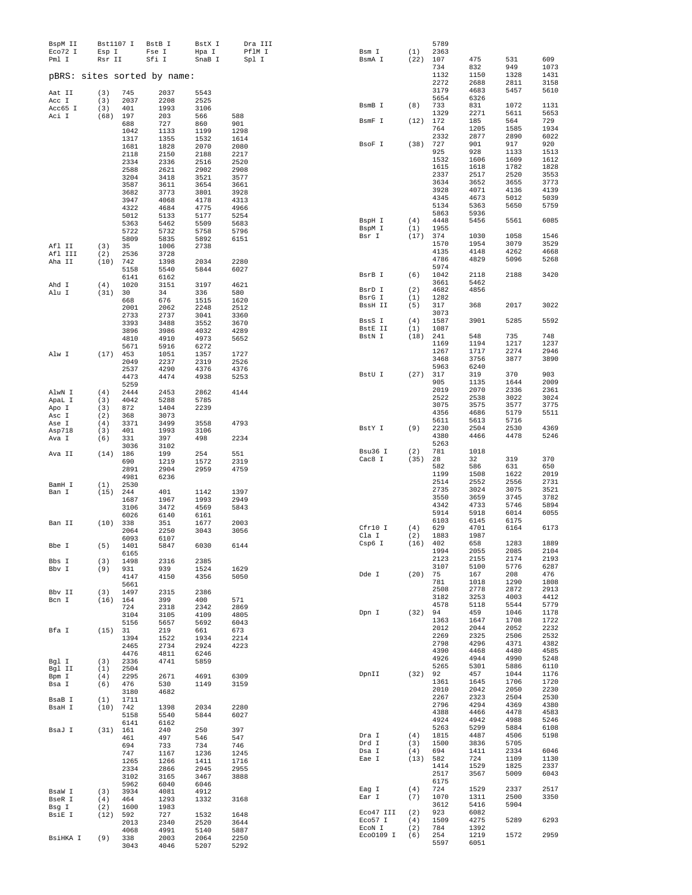```
BspM II    Bst1107 I  BstB I     BstX I     Dra III
Eco72 I    Esp I      Fse I      Hpa I      PflM I
Pml I      Rsr II     Sfi I      SnaB I     Spl I
```

## pBRS: sites sorted by name:

```
Aat II     (3)   745    2037   5543
Acc I      (3)   2037   2208   2525
Acc65 I    (3)   401    1993   3106
Aci I      (68)  197    203    566    588
                 688    727    860    901
                 1042   1133   1199   1298
                 1317   1355   1532   1614
                 1681   1828   2070   2080
                 2118   2150   2188   2217
                 2334   2336   2516   2520
                 2588   2621   2902   2908
                 3204   3418   3521   3577
                 3587   3611   3654   3661
                 3682   3773   3801   3928
                 3947   4068   4178   4313
                 4322   4684   4775   4966
                 5012   5133   5177   5254
                 5363   5462   5509   5683
                 5722   5732   5758   5796
                 5809   5835   5892   6151
Afl II     (3)   35     1006   2738
Afl III    (2)   2536   3728
Aha II     (10)  742    1398   2034   2280
                 5158   5540   5844   6027
                 6141   6162
Ahd I      (4)   1020   3151   3197   4621
Alu I      (31)  30     34     336    580
                 668    676    1515   1620
                 2001   2062   2248   2512
                 2733   2737   3041   3360
                 3393   3488   3552   3670
                 3896   3986   4032   4289
                 4810   4910   4973   5652
                 5671   5916   6272
Alw I      (17)  453    1051   1357   1727
                 2049   2237   2319   2526
                 2537   4290   4376   4376
                 4473   4474   4938   5253
                 5259
AlwN I     (4)   2444   2453   2862   4144
ApaL I     (3)   4042   5288   5785
Apo I      (3)   872    1404   2239
Asc I      (2)   368    3073
Ase I      (4)   3371   3499   3558   4793
Asp718     (3)   401    1993   3106
Ava I      (6)   331    397    498    2234
                 3036   3102
Ava II     (14)  186    199    254    551
                 690    1219   1572   2319
                 2891   2904   2959   4759
                 4981   6236
BamH I     (1)   2530
Ban I      (15)  244    401    1142   1397
                 1687   1967   1993   2949
                 3106   3472   4569   5843
                 6026   6140   6161
Ban II     (10)  338    351    1677   2003
                 2064   2250   3043   3056
                 6093   6107
Bbe I      (5)   1401   5847   6030   6144
                 6165
Bbs I      (3)   1498   2316   2385
Bbv I      (9)   931    939    1524   1629
                 4147   4150   4356   5050
                 5661
Bbv II     (3)   1497   2315   2386
Bcn I      (16)  164    399    400    571
                 724    2318   2342   2869
                 3104   3105   4109   4805
                 5156   5657   5692   6043
Bfa I      (15)  31     219    661    673
                 1394   1522   1934   2214
                 2465   2734   2924   4223
                 4476   4811   6246
Bgl I      (3)   2336   4741   5859
Bgl II     (1)   2504
Bpm I      (4)   2295   2671   4691   6309
Bsa I      (6)   476    530    1149   3159
                 3180   4682
BsaB I     (1)   1711
BsaH I     (10)  742    1398   2034   2280
                 5158   5540   5844   6027
                 6141   6162
BsaJ I     (31)  161    240    250    397
                 461    497    546    547
                 694    733    734    746
                 747    1167   1236   1245
                 1265   1266   1411   1716
                 2334   2866   2945   2955
                 3102   3165   3467   3888
                 5962   6040   6046
BsaW I     (3)   3934   4081   4912
BseR I     (4)   464    1293   1332   3168
Bsg I      (2)   1600   1983
BsiE I     (12)  592    727    1532   1648
                 2013   2340   2520   3644
                 4068   4991   5140   5887
BsiHKA I   (9)   338    2003   2064   2250
                 3043   4046   5207   5292
                 5789
Bsm I      (1)   2363
BsmA I     (22)  107    475    531    609
                 734    832    949    1073
                 1132   1150   1328   1431
                 2272   2688   2811   3158
                 3179   4683   5457   5610
                 5654   6326
BsmB I     (8)   733    831    1072   1131
                 1329   2271   5611   5653
BsmF I     (12)  172    185    564    729
                 764    1205   1585   1934
                 2332   2877   2890   6022
BsoF I     (38)  727    901    917    920
                 925    928    1133   1513
                 1532   1606   1609   1612
                 1615   1618   1782   1828
                 2337   2517   2520   3553
                 3634   3652   3655   3773
                 3928   4071   4136   4139
                 4345   4673   5012   5039
                 5134   5363   5650   5759
                 5863   5936
BspH I     (4)   4448   5456   5561   6085
BspM I     (1)   1955
Bsr I      (17)  374    1030   1058   1546
                 1570   1954   3079   3529
                 4135   4148   4262   4668
                 4786   4829   5096   5268
                 5974
BsrB I     (6)   1042   2118   2188   3420
                 3661   5462
BsrD I     (2)   4682   4856
BsrG I     (1)   1282
BssH II    (5)   317    368    2017   3022
                 3073
BssS I     (4)   1587   3901   5285   5592
BstE II    (1)   1087
BstN I     (18)  241    548    735    748
                 1169   1194   1217   1237
                 1267   1717   2274   2946
                 3468   3756   3877   3890
                 5963   6240
BstU I     (27)  317    319    370    903
                 905    1135   1644   2009
                 2019   2070   2336   2361
                 2522   2538   3022   3024
                 3075   3575   3577   3775
                 4356   4686   5179   5511
                 5611   5613   5716
BstY I     (9)   2230   2504   2530   4369
                 4380   4466   4478   5246
                 5263
Bsu36 I    (2)   781    1018
Cac8 I     (35)  28     32     319    370
                 582    586    631    650
                 1199   1508   1622   2019
                 2514   2552   2556   2731
                 2735   3024   3075   3521
                 3550   3659   3745   3782
                 4342   4733   5746   5894
                 5914   5918   6014   6055
                 6103   6145   6175
Cfr10 I    (4)   629    4701   6164   6173
Cla I      (2)   1883   1987
Csp6 I     (16)  402    658    1283   1889
                 1994   2055   2085   2104
                 2123   2155   2174   2193
                 3107   5100   5776   6287
Dde I      (20)  75     167    208    476
                 781    1018   1290   1808
                 2508   2778   2872   2913
                 3182   3253   4003   4412
                 4578   5118   5544   5779
Dpn I      (32)  94     459    1046   1178
                 1363   1647   1708   1722
                 2012   2044   2052   2232
                 2269   2325   2506   2532
                 2798   4296   4371   4382
                 4390   4468   4480   4585
                 4926   4944   4990   5248
                 5265   5301   5886   6110
DpnII      (32)  92     457    1044   1176
                 1361   1645   1706   1720
                 2010   2042   2050   2230
                 2267   2323   2504   2530
                 2796   4294   4369   4380
                 4388   4466   4478   4583
                 4924   4942   4988   5246
                 5263   5299   5884   6108
Dra I      (4)   1815   4487   4506   5198
Drd I      (3)   1500   3836   5705
Dsa I      (4)   694    1411   2334   6046
Eae I      (13)  582    724    1109   1130
                 1414   1529   1825   2337
                 2517   3567   5009   6043
                 6175
Eag I      (4)   724    1529   2337   2517
Ear I      (7)   1070   1311   2500   3350
                 3612   5416   5904
Eco47 III  (2)   923    6082
Eco57 I    (4)   1509   4275   5289   6293
EcoN I     (2)   784    1392
EcoO109 I  (6)   254    1219   1572   2959
                 5597   6051
```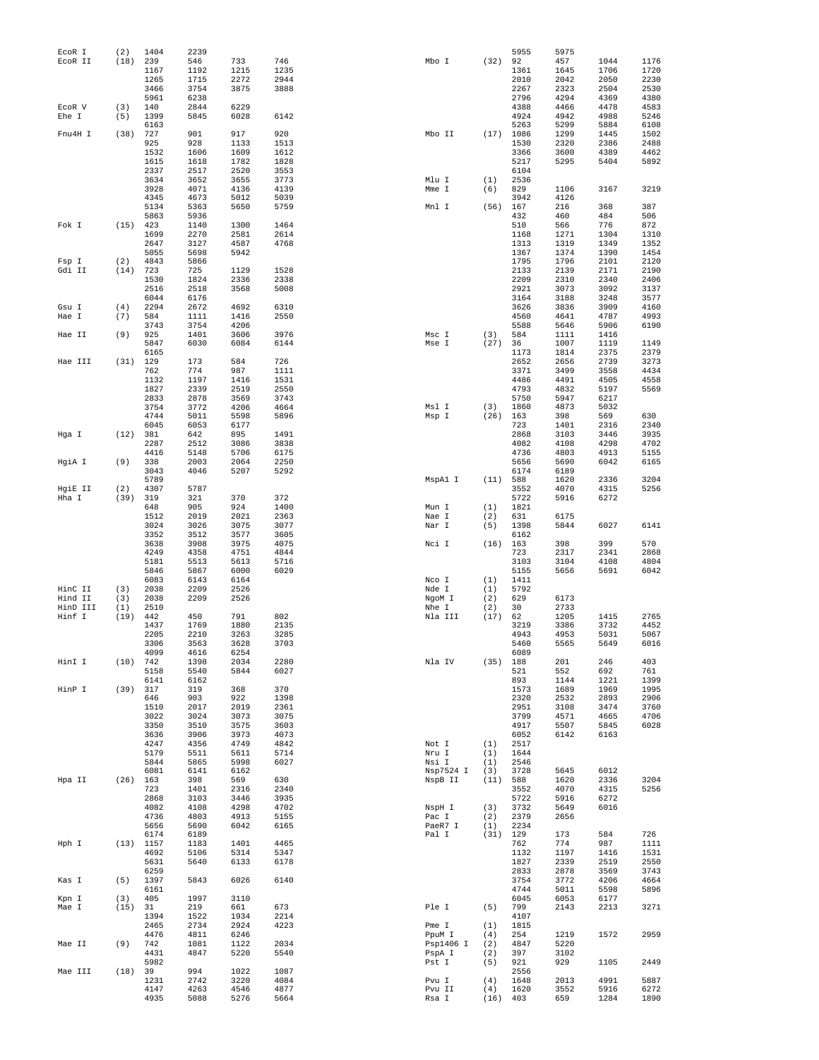```
EcoR I      (2)  1404    2239                                          5955    5975
EcoR II    (18)  239     546     733     746      Mbo I      (32) 92      457     1044    1176
                 1167    1192    1215    1235                      1361    1645    1706    1720
                 1265    1715    2272    2944                      2010    2042    2050    2230
                 3466    3754    3875    3888                      2267    2323    2504    2530
                 5961    6238                                      2796    4294    4369    4380
EcoR V      (3)  140     2844    6229                              4388    4466    4478    4583
Ehe I       (5)  1399    5845    6028    6142                      4924    4942    4988    5246
                 6163                                              5263    5299    5884    6108
Fnu4H I    (38)  727     901     917     920      Mbo II     (17) 1086    1299    1445    1502
                 925     928     1133    1513                      1530    2320    2386    2488
                 1532    1606    1609    1612                      3366    3600    4389    4462
                 1615    1618    1782    1828                      5217    5295    5404    5892
                 2337    2517    2520    3553                      6104
                 3634    3652    3655    3773     Mlu I      (1)  2536
                 3928    4071    4136    4139     Mme I      (6)  829     1106    3167    3219
                 4345    4673    5012    5039                      3942    4126
                 5134    5363    5650    5759     Mnl I      (56) 167     216     368     387
                 5863    5936                                      432     460     484     506
Fok I      (15)  423     1140    1300    1464                      510     566     776     872
                 1699    2270    2581    2614                      1168    1271    1304    1310
                 2647    3127    4587    4768                      1313    1319    1349    1352
                 5055    5698    5942                              1367    1374    1390    1454
Fsp I       (2)  4843    5866                                      1795    1796    2101    2120
Gdi II     (14)  723     725     1129    1528                      2133    2139    2171    2190
                 1530    1824    2336    2338                      2209    2310    2340    2406
                 2516    2518    3568    5008                      2921    3073    3092    3137
                 6044    6176                                      3164    3188    3248    3577
Gsu I       (4)  2294    2672    4692    6310                      3626    3836    3909    4160
Hae I       (7)  584     1111    1416    2550                      4560    4641    4787    4993
                 3743    3754    4206                              5588    5646    5906    6190
Hae II      (9)  925     1401    3606    3976     Msc I      (3)  584     1111    1416
                 5847    6030    6084    6144     Mse I      (27) 36      1007    1119    1149
                 6165                                              1173    1814    2375    2379
Hae III    (31)  129     173     584     726                       2652    2656    2739    3273
                 762     774     987     1111                      3371    3499    3558    4434
                 1132    1197    1416    1531                      4486    4491    4505    4558
                 1827    2339    2519    2550                      4793    4832    5197    5569
                 2833    2878    3569    3743                      5750    5947    6217
                 3754    3772    4206    4664     Msl I      (3)  1860    4873    5032
                 4744    5011    5598    5896     Msp I      (26) 163     398     569     630
                 6045    6053    6177                              723     1401    2316    2340
Hga I      (12)  381     642     895     1491                      2868    3103    3446    3935
                 2287    2512    3086    3838                      4082    4108    4298    4702
                 4416    5148    5706    6175                      4736    4803    4913    5155
HgiA I      (9)  338     2003    2064    2250                      5656    5690    6042    6165
                 3043    4046    5207    5292                      6174    6189
                 5789                             MspA1 I    (11) 588     1620    2336    3204
HgiE II     (2)  4307    5787                                      3552    4070    4315    5256
Hha I      (39)  319     321     370     372                       5722    5916    6272
                 648     905     924     1400     Mun I      (1)  1821
                 1512    2019    2021    2363     Nae I      (2)  631     6175
                 3024    3026    3075    3077     Nar I      (5)  1398    5844    6027    6141
                 3352    3512    3577    3605                      6162
                 3638    3908    3975    4075     Nci I      (16) 163     398     399     570
                 4249    4358    4751    4844                      723     2317    2341    2868
                 5181    5513    5613    5716                      3103    3104    4108    4804
                 5846    5867    6000    6029                      5155    5656    5691    6042
                 6083    6143    6164             Nco I      (1)  1411
HinC II     (3)  2038    2209    2526             Nde I      (1)  5792
Hind II     (3)  2038    2209    2526             NgoM I     (2)  629     6173
HinD III    (1)  2510                             Nhe I      (2)  30      2733
Hinf I     (19)  442     450     791     802      Nla III    (17) 62      1205    1415    2765
                 1437    1769    1880    2135                      3219    3386    3732    4452
                 2205    2210    3263    3285                      4943    4953    5031    5067
                 3306    3563    3628    3703                      5460    5565    5649    6016
                 4099    4616    6254                              6089
HinI I     (10)  742     1398    2034    2280     Nla IV     (35) 188     201     246     403
                 5158    5540    5844    6027                      521     552     692     761
                 6141    6162                                      893     1144    1221    1399
HinP I     (39)  317     319     368     370                       1573    1689    1969    1995
                 646     903     922     1398                      2320    2532    2893    2906
                 1510    2017    2019    2361                      2951    3108    3474    3760
                 3022    3024    3073    3075                      3799    4571    4665    4706
                 3350    3510    3575    3603                      4917    5507    5845    6028
                 3636    3906    3973    4073                      6052    6142    6163
                 4247    4356    4749    4842     Not I      (1)  2517
                 5179    5511    5611    5714     Nru I      (1)  1644
                 5844    5865    5998    6027     Nsi I      (1)  2546
                 6081    6141    6162             Nsp7524 I  (3)  3728    5645    6012
Hpa II     (26)  163     398     569     630      NspB II    (11) 588     1620    2336    3204
                 723     1401    2316    2340                      3552    4070    4315    5256
                 2868    3103    3446    3935                      5722    5916    6272
                 4082    4108    4298    4702     NspH I     (3)  3732    5649    6016
                 4736    4803    4913    5155     Pac I      (2)  2379    2656
                 5656    5690    6042    6165     PaeR7 I    (1)  2234
                 6174    6189                     Pal I      (31) 129     173     584     726
Hph I      (13)  1157    1183    1401    4465                      762     774     987     1111
                 4692    5106    5314    5347                      1132    1197    1416    1531
                 5631    5640    6133    6178                      1827    2339    2519    2550
                 6259                                              2833    2878    3569    3743
Kas I       (5)  1397    5843    6026    6140                      3754    3772    4206    4664
                 6161                                              4744    5011    5598    5896
Kpn I       (3)  405     1997    3110                              6045    6053    6177
Mae I      (15)  31      219     661     673      Ple I      (5)  799     2143    2213    3271
                 1394    1522    1934    2214                      4107
                 2465    2734    2924    4223     Pme I      (1)  1815
                 4476    4811    6246             PpuM I     (4)  254     1219    1572    2959
Mae II      (9)  742     1081    1122    2034     Psp1406 I  (2)  4847    5220
                 4431    4847    5220    5540     PspA I     (2)  397     3102
                 5982                             Pst I      (5)  921     929     1105    2449
Mae III    (18)  39      994     1022    1087                      2556
                 1231    2742    3220    4084     Pvu I      (4)  1648    2013    4991    5887
                 4147    4263    4546    4877     Pvu II     (4)  1620    3552    5916    6272
                 4935    5088    5276    5664     Rsa I      (16) 403     659     1284    1890
```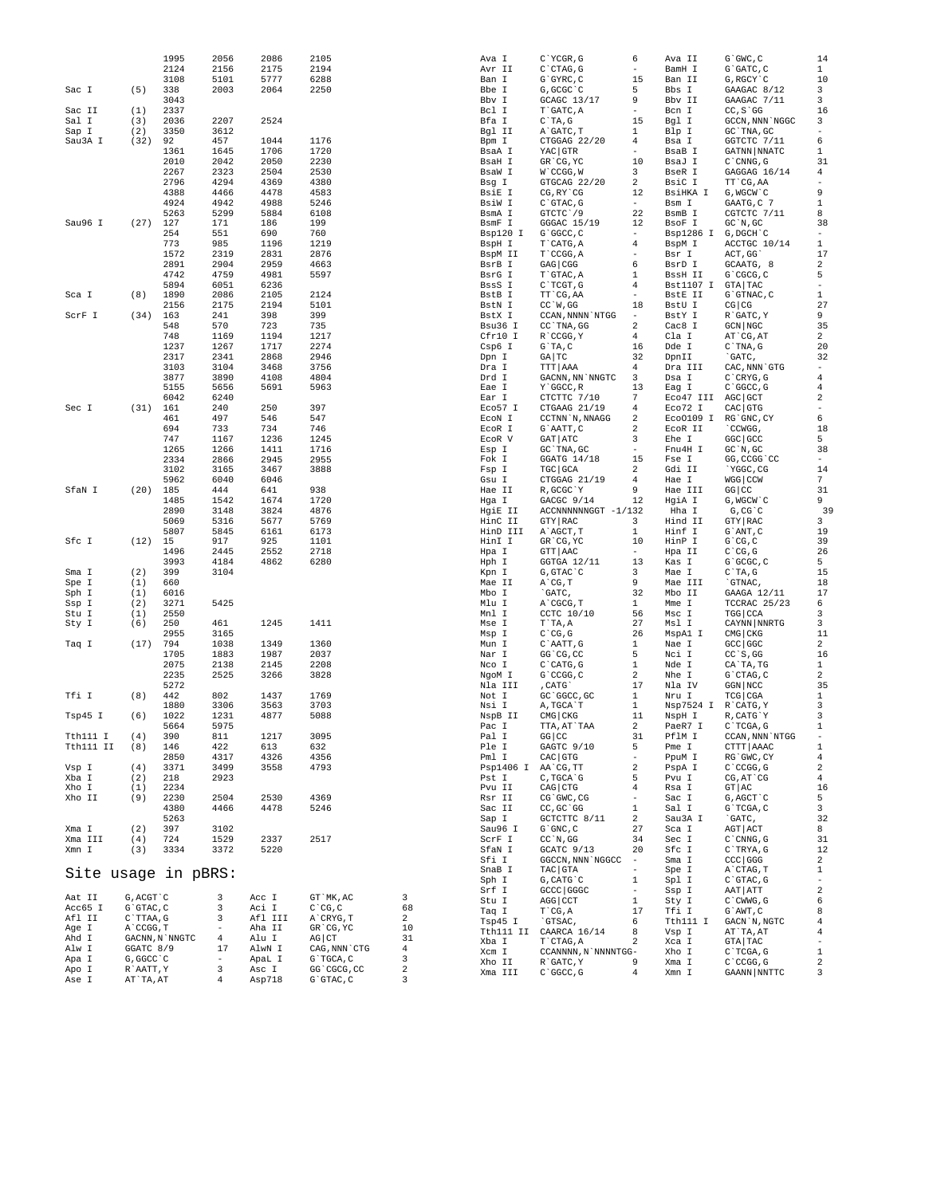| | | | | | |
|---|---|---|---|---|---|
| | | 1995 | 2056 | 2086 | 2105 |
| | | 2124 | 2156 | 2175 | 2194 |
| | | 3108 | 5101 | 5777 | 6288 |
| Sac I | (5) | 338 | 2003 | 2064 | 2250 |
| | | 3043 | | | |
| Sac II | (1) | 2337 | | | |
| Sal I | (3) | 2036 | 2207 | 2524 | |
| Sap I | (2) | 3350 | 3612 | | |
| Sau3A I | (32) | 92 | 457 | 1044 | 1176 |
| | | 1361 | 1645 | 1706 | 1720 |
| | | 2010 | 2042 | 2050 | 2230 |
| | | 2267 | 2323 | 2504 | 2530 |
| | | 2796 | 4294 | 4369 | 4380 |
| | | 4388 | 4466 | 4478 | 4583 |
| | | 4924 | 4942 | 4988 | 5246 |
| | | 5263 | 5299 | 5884 | 6108 |
| Sau96 I | (27) | 127 | 171 | 186 | 199 |
| | | 254 | 551 | 690 | 760 |
| | | 773 | 985 | 1196 | 1219 |
| | | 1572 | 2319 | 2831 | 2876 |
| | | 2891 | 2904 | 2959 | 4663 |
| | | 4742 | 4759 | 4981 | 5597 |
| | | 5894 | 6051 | 6236 | |
| Sca I | (8) | 1890 | 2086 | 2105 | 2124 |
| | | 2156 | 2175 | 2194 | 5101 |
| ScrF I | (34) | 163 | 241 | 398 | 399 |
| | | 548 | 570 | 723 | 735 |
| | | 748 | 1169 | 1194 | 1217 |
| | | 1237 | 1267 | 1717 | 2274 |
| | | 2317 | 2341 | 2868 | 2946 |
| | | 3103 | 3104 | 3468 | 3756 |
| | | 3877 | 3890 | 4108 | 4804 |
| | | 5155 | 5656 | 5691 | 5963 |
| | | 6042 | 6240 | | |
| Sec I | (31) | 161 | 240 | 250 | 397 |
| | | 461 | 497 | 546 | 547 |
| | | 694 | 733 | 734 | 746 |
| | | 747 | 1167 | 1236 | 1245 |
| | | 1265 | 1266 | 1411 | 1716 |
| | | 2334 | 2866 | 2945 | 2955 |
| | | 3102 | 3165 | 3467 | 3888 |
| | | 5962 | 6040 | 6046 | |
| SfaN I | (20) | 185 | 444 | 641 | 938 |
| | | 1485 | 1542 | 1674 | 1720 |
| | | 2890 | 3148 | 3824 | 4876 |
| | | 5069 | 5316 | 5677 | 5769 |
| | | 5807 | 5845 | 6161 | 6173 |
| Sfc I | (12) | 15 | 917 | 925 | 1101 |
| | | 1496 | 2445 | 2552 | 2718 |
| | | 3993 | 4184 | 4862 | 6280 |
| Sma I | (2) | 399 | 3104 | | |
| Spe I | (1) | 660 | | | |
| Sph I | (1) | 6016 | | | |
| Ssp I | (2) | 3271 | 5425 | | |
| Stu I | (1) | 2550 | | | |
| Sty I | (6) | 250 | 461 | 1245 | 1411 |
| | | 2955 | 3165 | | |
| Taq I | (17) | 794 | 1038 | 1349 | 1360 |
| | | 1705 | 1883 | 1987 | 2037 |
| | | 2075 | 2138 | 2145 | 2208 |
| | | 2235 | 2525 | 3266 | 3828 |
| | | 5272 | | | |
| Tfi I | (8) | 442 | 802 | 1437 | 1769 |
| | | 1880 | 3306 | 3563 | 3703 |
| Tsp45 I | (6) | 1022 | 1231 | 4877 | 5088 |
| | | 5664 | 5975 | | |
| Tth111 I | (4) | 390 | 811 | 1217 | 3095 |
| Tth111 II | (8) | 146 | 422 | 613 | 632 |
| | | 2850 | 4317 | 4326 | 4356 |
| Vsp I | (4) | 3371 | 3499 | 3558 | 4793 |
| Xba I | (2) | 218 | 2923 | | |
| Xho I | (1) | 2234 | | | |
| Xho II | (9) | 2230 | 2504 | 2530 | 4369 |
| | | 4380 | 4466 | 4478 | 5246 |
| | | 5263 | | | |
| Xma I | (2) | 397 | 3102 | | |
| Xma III | (4) | 724 | 1529 | 2337 | 2517 |
| Xmn I | (3) | 3334 | 3372 | 5220 | |

## Site usage in pBRS:

| | | | | | |
|---|---|---|---|---|---|
| Aat II | G,ACGT`C | 3 | Acc I | GT`MK,AC | 3 |
| Acc65 I | G`GTAC,C | 3 | Aci I | C`CG,C | 68 |
| Afl II | C`TTAA,G | 3 | Afl III | A`CRYG,T | 2 |
| Age I | A`CCGG,T | - | Aha II | GR`CG,YC | 10 |
| Ahd I | GACNN,N`NNGTC | 4 | Alu I | AG\|CT | 31 |
| Alw I | GGATC 8/9 | 17 | AlwN I | CAG,NNN`CTG | 4 |
| Apa I | G,GGCC`C | - | ApaL I | G`TGCA,C | 3 |
| Apo I | R`AATT,Y | 3 | Asc I | GG`CGCG,CC | 2 |
| Ase I | AT`TA,AT | 4 | Asp718 | G`GTAC,C | 3 |
| Ava I | C`YCGR,G | 6 | Ava II | G`GWC,C | 14 |
| Avr II | C`CTAG,G | - | BamH I | G`GATC,C | 1 |
| Ban I | G`GYRC,C | 15 | Ban II | G,RGCY`C | 10 |
| Bbe I | G,GCGC`C | 5 | Bbs I | GAAGAC 8/12 | 3 |
| Bbv I | GCAGC 13/17 | 9 | Bbv II | GAAGAC 7/11 | 3 |
| Bcl I | T`GATC,A | - | Bcn I | CC,S`GG | 16 |
| Bfa I | C`TA,G | 15 | Bgl I | GCCN,NNN`NGGC | 3 |
| Bgl II | A`GATC,T | 1 | Blp I | GC`TNA,GC | - |
| Bpm I | CTGGAG 22/20 | 4 | Bsa I | GGTCTC 7/11 | 6 |
| BsaA I | YAC\|GTR | - | BsaB I | GATNN\|NNATC | 1 |
| BsaH I | GR`CG,YC | 10 | BsaJ I | C`CNNG,G | 31 |
| BsaW I | W`CCGG,W | 3 | BseR I | GAGGAG 16/14 | 4 |
| Bsg I | GTGCAG 22/20 | 2 | BsiC I | TT`CG,AA | - |
| BsiE I | CG,RY`CG | 12 | BsiHKA I | G,WGCW`C | 9 |
| BsiW I | C`GTAC,G | - | Bsm I | GAATG,C 7 | 1 |
| BsmA I | GTCTC`/9 | 22 | BsmB I | CGTCTC 7/11 | 8 |
| BsmF I | GGGAC 15/19 | 12 | BsoF I | GC`N,GC | 38 |
| Bsp120 I | G`GGCC,C | - | Bsp1286 I | G,DGCH`C | - |
| BspH I | T`CATG,A | 4 | BspM I | ACCTGC 10/14 | 1 |
| BspM II | T`CCGG,A | - | Bsr I | ACT,GG` | 17 |
| BsrB I | GAG\|CGG | 6 | BsrD I | GCAATG, 8 | 2 |
| BsrG I | T`GTAC,A | 1 | BssH II | G`CGCG,C | 5 |
| BssS I | C`TCGT,G | 4 | Bst1107 I | GTA\|TAC | - |
| BstB I | TT`CG,AA | - | BstE II | G`GTNAC,C | 1 |
| BstN I | CC`W,GG | 18 | BstU I | CG\|CG | 27 |
| BstX I | CCAN,NNNN`NTGG | - | BstY I | R`GATC,Y | 9 |
| Bsu36 I | CC`TNA,GG | 2 | Cac8 I | GCN\|NGC | 35 |
| Cfr10 I | R`CCGG,Y | 4 | Cla I | AT`CG,AT | 2 |
| Csp6 I | G`TA,C | 16 | Dde I | C`TNA,G | 20 |
| Dpn I | GA\|TC | 32 | DpnII | `GATC, | 32 |
| Dra I | TTT\|AAA | 4 | Dra III | CAC,NNN`GTG | - |
| Drd I | GACNN,NN`NNGTC | 3 | Dsa I | C`CRYG,G | 4 |
| Eae I | Y`GGCC,R | 13 | Eag I | C`GGCC,G | 4 |
| Ear I | CTCTTC 7/10 | 7 | Eco47 III | AGC\|GCT | 2 |
| Eco57 I | CTGAAG 21/19 | 4 | Eco72 I | CAC\|GTG | - |
| EcoN I | CCTNN`N,NNAGG | 2 | EcoO109 I | RG`GNC,CY | 6 |
| EcoR I | G`AATT,C | 2 | EcoR II | `CCWGG, | 18 |
| EcoR V | GAT\|ATC | 3 | Ehe I | GGC\|GCC | 5 |
| Esp I | GC`TNA,GC | - | Fnu4H I | GC`N,GC | 38 |
| Fok I | GGATG 14/18 | 15 | Fse I | GG,CCGG`CC | - |
| Fsp I | TGC\|GCA | 2 | Gdi II | `YGGC,CG | 14 |
| Gsu I | CTGGAG 21/19 | 4 | Hae I | WGG\|CCW | 7 |
| Hae II | R,GCGC`Y | 9 | Hae III | GG\|CC | 31 |
| Hga I | GACGC 9/14 | 12 | HgiA I | G,WGCW`C | 9 |
| HgiE II | ACCNNNNNNGGT -1/132 | | Hha I | G,CG`C | 39 |
| HinC II | GTY\|RAC | 3 | Hind II | GTY\|RAC | 3 |
| HinD III | A`AGCT,T | 1 | Hinf I | G`ANT,C | 19 |
| HinI I | GR`CG,YC | 10 | HinP I | G`CG,C | 39 |
| Hpa I | GTT\|AAC | - | Hpa II | C`CG,G | 26 |
| Hph I | GGTGA 12/11 | 13 | Kas I | G`GCGC,C | 5 |
| Kpn I | G,GTAC`C | 3 | Mae I | C`TA,G | 15 |
| Mae II | A`CG,T | 9 | Mae III | `GTNAC, | 18 |
| Mbo I | `GATC, | 32 | Mbo II | GAAGA 12/11 | 17 |
| Mlu I | A`CGCG,T | 1 | Mme I | TCCRAC 25/23 | 6 |
| Mnl I | CCTC 10/10 | 56 | Msc I | TGG\|CCA | 3 |
| Mse I | T`TA,A | 27 | Msl I | CAYNN\|NNRTG | 3 |
| Msp I | C`CG,G | 26 | MspA1 I | CMG\|CKG | 11 |
| Mun I | C`AATT,G | 1 | Nae I | GCC\|GGC | 2 |
| Nar I | GG`CG,CC | 5 | Nci I | CC`S,GG | 16 |
| Nco I | C`CATG,G | 1 | Nde I | CA`TA,TG | 1 |
| NgoM I | G`CCGG,C | 2 | Nhe I | G`CTAG,C | 2 |
| Nla III | ,CATG` | 17 | Nla IV | GGN\|NCC | 35 |
| Not I | GC`GGCC,GC | 1 | Nru I | TCG\|CGA | 1 |
| Nsi I | A,TGCA`T | 1 | Nsp7524 I | R`CATG,Y | 3 |
| NspB II | CMG\|CKG | 11 | NspH I | R,CATG`Y | 3 |
| Pac I | TTA,AT`TAA | 2 | PaeR7 I | C`TCGA,G | 1 |
| Pal I | GG\|CC | 31 | PflM I | CCAN,NNN`NTGG | - |
| Ple I | GAGTC 9/10 | 5 | Pme I | CTTT\|AAAC | 1 |
| Pml I | CAC\|GTG | - | PpuM I | RG`GWC,CY | 4 |
| Psp1406 I | AA`CG,TT | 2 | PspA I | C`CCGG,G | 2 |
| Pst I | C,TGCA`G | 5 | Pvu I | CG,AT`CG | 4 |
| Pvu II | CAG\|CTG | 4 | Rsa I | GT\|AC | 16 |
| Rsr II | CG`GWC,CG | - | Sac I | G,AGCT`C | 5 |
| Sac II | CC,GC`GG | 1 | Sal I | G`TCGA,C | 3 |
| Sap I | GCTCTTC 8/11 | 2 | Sau3A I | `GATC, | 32 |
| Sau96 I | G`GNC,C | 27 | Sca I | AGT\|ACT | 8 |
| ScrF I | CC`N,GG | 34 | Sec I | C`CNNG,G | 31 |
| SfaN I | GCATC 9/13 | 20 | Sfc I | C`TRYA,G | 12 |
| Sfi I | GGCCN,NNN`NGGCC | - | Sma I | CCC\|GGG | 2 |
| SnaB I | TAC\|GTA | - | Spe I | A`CTAG,T | 1 |
| Sph I | G,CATG`C | 1 | Spl I | C`GTAC,G | - |
| Srf I | GCCC\|GGGC | - | Ssp I | AAT\|ATT | 2 |
| Stu I | AGG\|CCT | 1 | Sty I | C`CWWG,G | 6 |
| Taq I | T`CG,A | 17 | Tfi I | G`AWT,C | 8 |
| Tsp45 I | `GTSAC, | 6 | Tth111 I | GACN`N,NGTC | 4 |
| Tth111 II | CAARCA 16/14 | 8 | Vsp I | AT`TA,AT | 4 |
| Xba I | T`CTAG,A | 2 | Xca I | GTA\|TAC | - |
| Xcm I | CCANNNN,N`NNNNTGG- | | Xho I | C`TCGA,G | 1 |
| Xho II | R`GATC,Y | 9 | Xma I | C`CCGG,G | 2 |
| Xma III | C`GGCC,G | 4 | Xmn I | GAANN\|NNTTC | 3 |